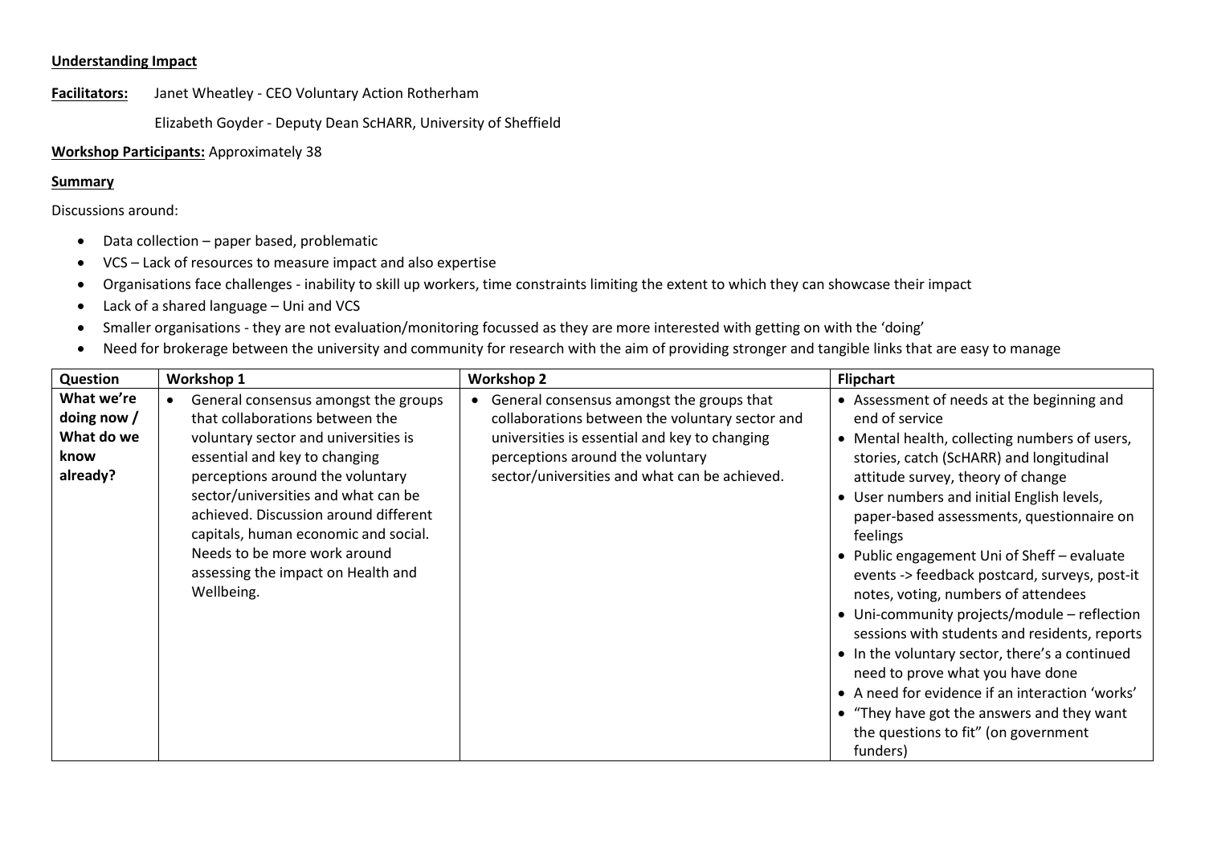**Understanding Impact**

**Facilitators:** Janet Wheatley - CEO Voluntary Action Rotherham

Elizabeth Goyder - Deputy Dean ScHARR, University of Sheffield

**Workshop Participants:** Approximately 38

**Summary**

Discussions around:

- Data collection – paper based, problematic
- VCS – Lack of resources to measure impact and also expertise
- Organisations face challenges - inability to skill up workers, time constraints limiting the extent to which they can showcase their impact
- Lack of a shared language – Uni and VCS
- Smaller organisations - they are not evaluation/monitoring focussed as they are more interested with getting on with the 'doing'
- Need for brokerage between the university and community for research with the aim of providing stronger and tangible links that are easy to manage

| Question | Workshop 1 | Workshop 2 | Flipchart |
|---|---|---|---|
| **What we're doing now / What do we know already?** | • General consensus amongst the groups that collaborations between the voluntary sector and universities is essential and key to changing perceptions around the voluntary sector/universities and what can be achieved. Discussion around different capitals, human economic and social. Needs to be more work around assessing the impact on Health and Wellbeing. | • General consensus amongst the groups that collaborations between the voluntary sector and universities is essential and key to changing perceptions around the voluntary sector/universities and what can be achieved. | • Assessment of needs at the beginning and end of service<br>• Mental health, collecting numbers of users, stories, catch (ScHARR) and longitudinal attitude survey, theory of change<br>• User numbers and initial English levels, paper-based assessments, questionnaire on feelings<br>• Public engagement Uni of Sheff – evaluate events -> feedback postcard, surveys, post-it notes, voting, numbers of attendees<br>• Uni-community projects/module – reflection sessions with students and residents, reports<br>• In the voluntary sector, there's a continued need to prove what you have done<br>• A need for evidence if an interaction 'works'<br>• "They have got the answers and they want the questions to fit" (on government funders) |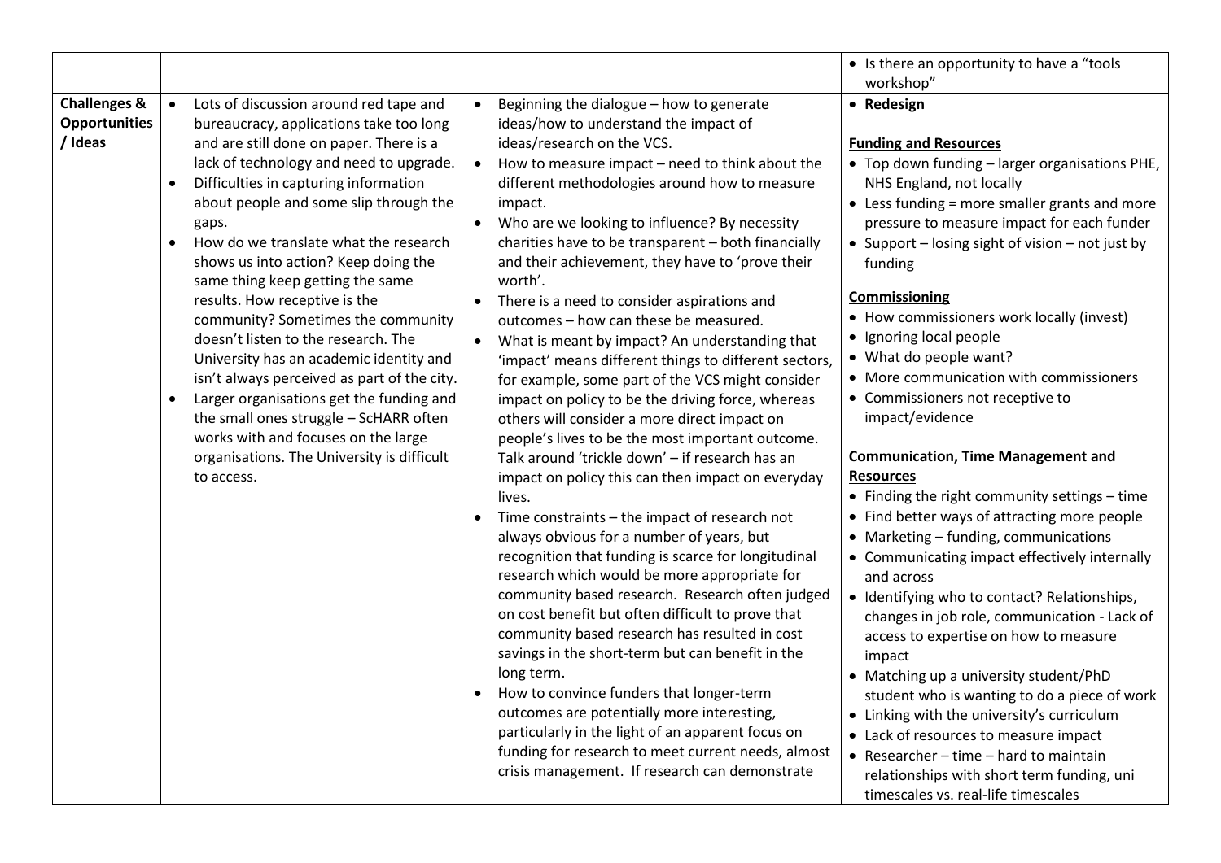| | | | |
|---|---|---|---|
| | | | • Is there an opportunity to have a "tools workshop" |
| **Challenges & Opportunities / Ideas** | • Lots of discussion around red tape and bureaucracy, applications take too long and are still done on paper. There is a lack of technology and need to upgrade.<br>• Difficulties in capturing information about people and some slip through the gaps.<br>• How do we translate what the research shows us into action? Keep doing the same thing keep getting the same results. How receptive is the community? Sometimes the community doesn't listen to the research. The University has an academic identity and isn't always perceived as part of the city.<br>• Larger organisations get the funding and the small ones struggle – ScHARR often works with and focuses on the large organisations. The University is difficult to access. | • Beginning the dialogue – how to generate ideas/how to understand the impact of ideas/research on the VCS.<br>• How to measure impact – need to think about the different methodologies around how to measure impact.<br>• Who are we looking to influence? By necessity charities have to be transparent – both financially and their achievement, they have to 'prove their worth'.<br>• There is a need to consider aspirations and outcomes – how can these be measured.<br>• What is meant by impact? An understanding that 'impact' means different things to different sectors, for example, some part of the VCS might consider impact on policy to be the driving force, whereas others will consider a more direct impact on people's lives to be the most important outcome. Talk around 'trickle down' – if research has an impact on policy this can then impact on everyday lives.<br>• Time constraints – the impact of research not always obvious for a number of years, but recognition that funding is scarce for longitudinal research which would be more appropriate for community based research. Research often judged on cost benefit but often difficult to prove that community based research has resulted in cost savings in the short-term but can benefit in the long term.<br>• How to convince funders that longer-term outcomes are potentially more interesting, particularly in the light of an apparent focus on funding for research to meet current needs, almost crisis management. If research can demonstrate | • **Redesign**<br><br>**Funding and Resources**<br>• Top down funding – larger organisations PHE, NHS England, not locally<br>• Less funding = more smaller grants and more pressure to measure impact for each funder<br>• Support – losing sight of vision – not just by funding<br><br>**Commissioning**<br>• How commissioners work locally (invest)<br>• Ignoring local people<br>• What do people want?<br>• More communication with commissioners<br>• Commissioners not receptive to impact/evidence<br><br>**Communication, Time Management and Resources**<br>• Finding the right community settings – time<br>• Find better ways of attracting more people<br>• Marketing – funding, communications<br>• Communicating impact effectively internally and across<br>• Identifying who to contact? Relationships, changes in job role, communication - Lack of access to expertise on how to measure impact<br>• Matching up a university student/PhD student who is wanting to do a piece of work<br>• Linking with the university's curriculum<br>• Lack of resources to measure impact<br>• Researcher – time – hard to maintain relationships with short term funding, uni timescales vs. real-life timescales |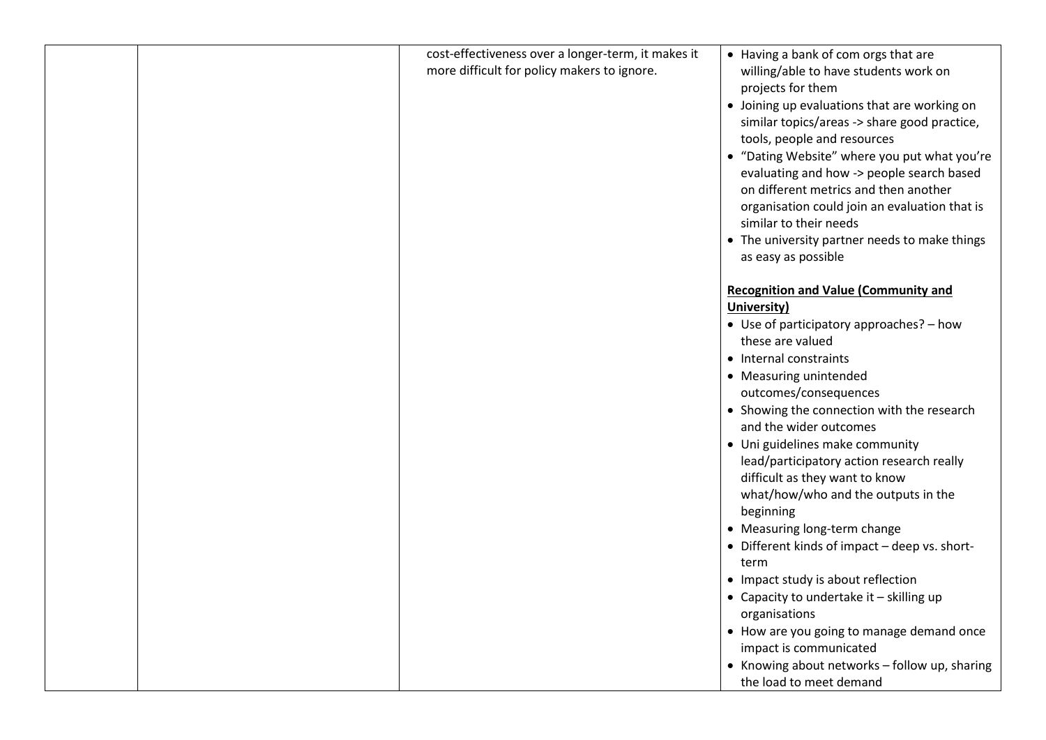| | | | |
|---|---|---|---|
| | | cost-effectiveness over a longer-term, it makes it more difficult for policy makers to ignore. | • Having a bank of com orgs that are willing/able to have students work on projects for them<br>• Joining up evaluations that are working on similar topics/areas -> share good practice, tools, people and resources<br>• "Dating Website" where you put what you're evaluating and how -> people search based on different metrics and then another organisation could join an evaluation that is similar to their needs<br>• The university partner needs to make things as easy as possible<br><br>**Recognition and Value (Community and University)**<br>• Use of participatory approaches? – how these are valued<br>• Internal constraints<br>• Measuring unintended outcomes/consequences<br>• Showing the connection with the research and the wider outcomes<br>• Uni guidelines make community lead/participatory action research really difficult as they want to know what/how/who and the outputs in the beginning<br>• Measuring long-term change<br>• Different kinds of impact – deep vs. short-term<br>• Impact study is about reflection<br>• Capacity to undertake it – skilling up organisations<br>• How are you going to manage demand once impact is communicated<br>• Knowing about networks – follow up, sharing the load to meet demand |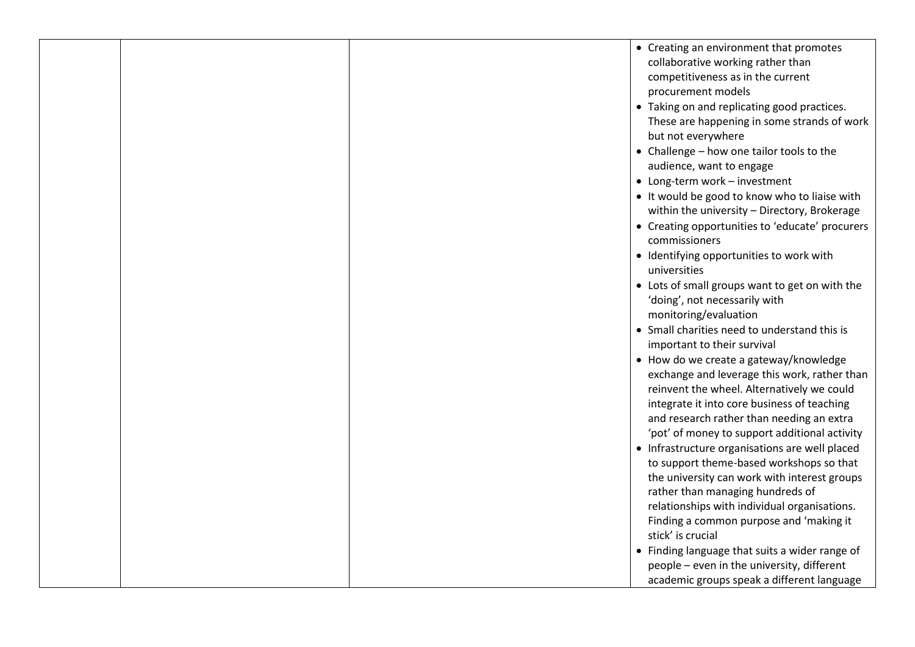|  |  |  | • Creating an environment that promotes collaborative working rather than competitiveness as in the current procurement models<br>• Taking on and replicating good practices. These are happening in some strands of work but not everywhere<br>• Challenge – how one tailor tools to the audience, want to engage<br>• Long-term work – investment<br>• It would be good to know who to liaise with within the university – Directory, Brokerage<br>• Creating opportunities to 'educate' procurers commissioners<br>• Identifying opportunities to work with universities<br>• Lots of small groups want to get on with the 'doing', not necessarily with monitoring/evaluation<br>• Small charities need to understand this is important to their survival<br>• How do we create a gateway/knowledge exchange and leverage this work, rather than reinvent the wheel. Alternatively we could integrate it into core business of teaching and research rather than needing an extra 'pot' of money to support additional activity<br>• Infrastructure organisations are well placed to support theme-based workshops so that the university can work with interest groups rather than managing hundreds of relationships with individual organisations. Finding a common purpose and 'making it stick' is crucial<br>• Finding language that suits a wider range of people – even in the university, different academic groups speak a different language |
|---|---|---|---|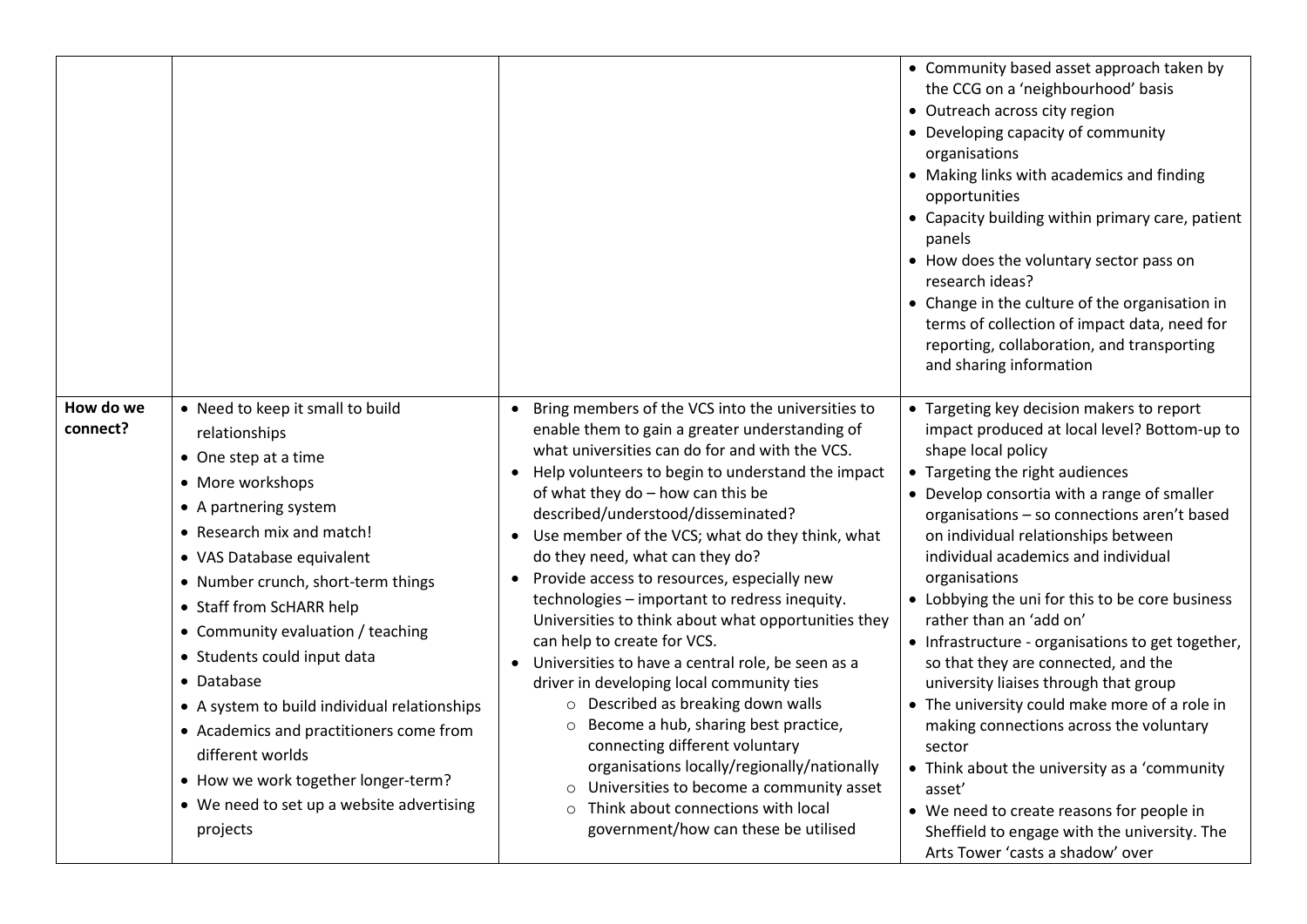|  |  |  |  |
|---|---|---|---|
|  |  |  | • Community based asset approach taken by the CCG on a 'neighbourhood' basis<br>• Outreach across city region<br>• Developing capacity of community organisations<br>• Making links with academics and finding opportunities<br>• Capacity building within primary care, patient panels<br>• How does the voluntary sector pass on research ideas?<br>• Change in the culture of the organisation in terms of collection of impact data, need for reporting, collaboration, and transporting and sharing information |
| **How do we connect?** | • Need to keep it small to build relationships<br>• One step at a time<br>• More workshops<br>• A partnering system<br>• Research mix and match!<br>• VAS Database equivalent<br>• Number crunch, short-term things<br>• Staff from ScHARR help<br>• Community evaluation / teaching<br>• Students could input data<br>• Database<br>• A system to build individual relationships<br>• Academics and practitioners come from different worlds<br>• How we work together longer-term?<br>• We need to set up a website advertising projects | • Bring members of the VCS into the universities to enable them to gain a greater understanding of what universities can do for and with the VCS.<br>• Help volunteers to begin to understand the impact of what they do – how can this be described/understood/disseminated?<br>• Use member of the VCS; what do they think, what do they need, what can they do?<br>• Provide access to resources, especially new technologies – important to redress inequity. Universities to think about what opportunities they can help to create for VCS.<br>• Universities to have a central role, be seen as a driver in developing local community ties<br>&nbsp;&nbsp;&nbsp;&nbsp;○ Described as breaking down walls<br>&nbsp;&nbsp;&nbsp;&nbsp;○ Become a hub, sharing best practice, connecting different voluntary organisations locally/regionally/nationally<br>&nbsp;&nbsp;&nbsp;&nbsp;○ Universities to become a community asset<br>&nbsp;&nbsp;&nbsp;&nbsp;○ Think about connections with local government/how can these be utilised | • Targeting key decision makers to report impact produced at local level? Bottom-up to shape local policy<br>• Targeting the right audiences<br>• Develop consortia with a range of smaller organisations – so connections aren't based on individual relationships between individual academics and individual organisations<br>• Lobbying the uni for this to be core business rather than an 'add on'<br>• Infrastructure - organisations to get together, so that they are connected, and the university liaises through that group<br>• The university could make more of a role in making connections across the voluntary sector<br>• Think about the university as a 'community asset'<br>• We need to create reasons for people in Sheffield to engage with the university. The Arts Tower 'casts a shadow' over |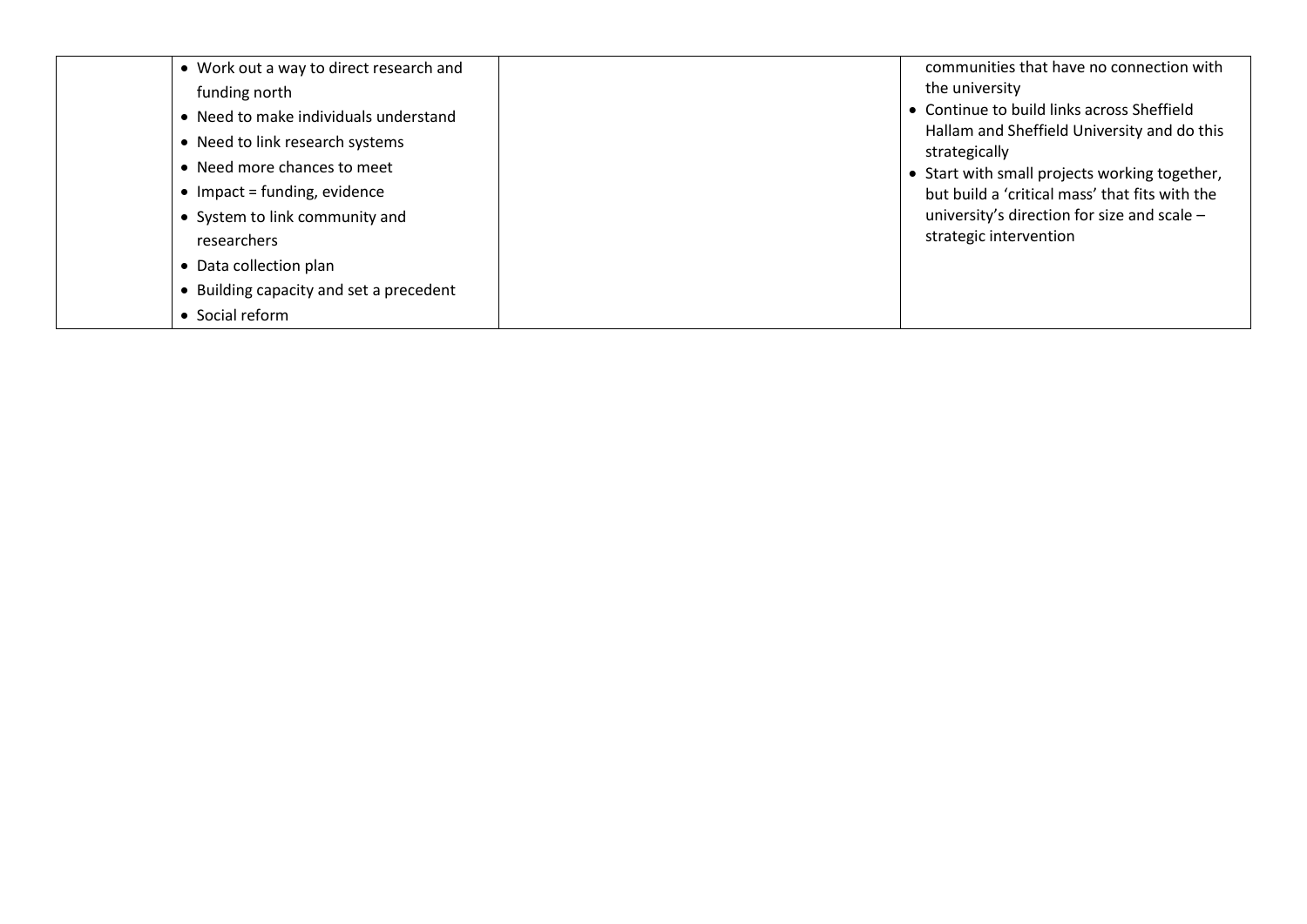| | | | |
|---|---|---|---|
| | • Work out a way to direct research and funding north<br>• Need to make individuals understand<br>• Need to link research systems<br>• Need more chances to meet<br>• Impact = funding, evidence<br>• System to link community and researchers<br>• Data collection plan<br>• Building capacity and set a precedent<br>• Social reform | | communities that have no connection with the university<br>• Continue to build links across Sheffield Hallam and Sheffield University and do this strategically<br>• Start with small projects working together, but build a 'critical mass' that fits with the university's direction for size and scale – strategic intervention |